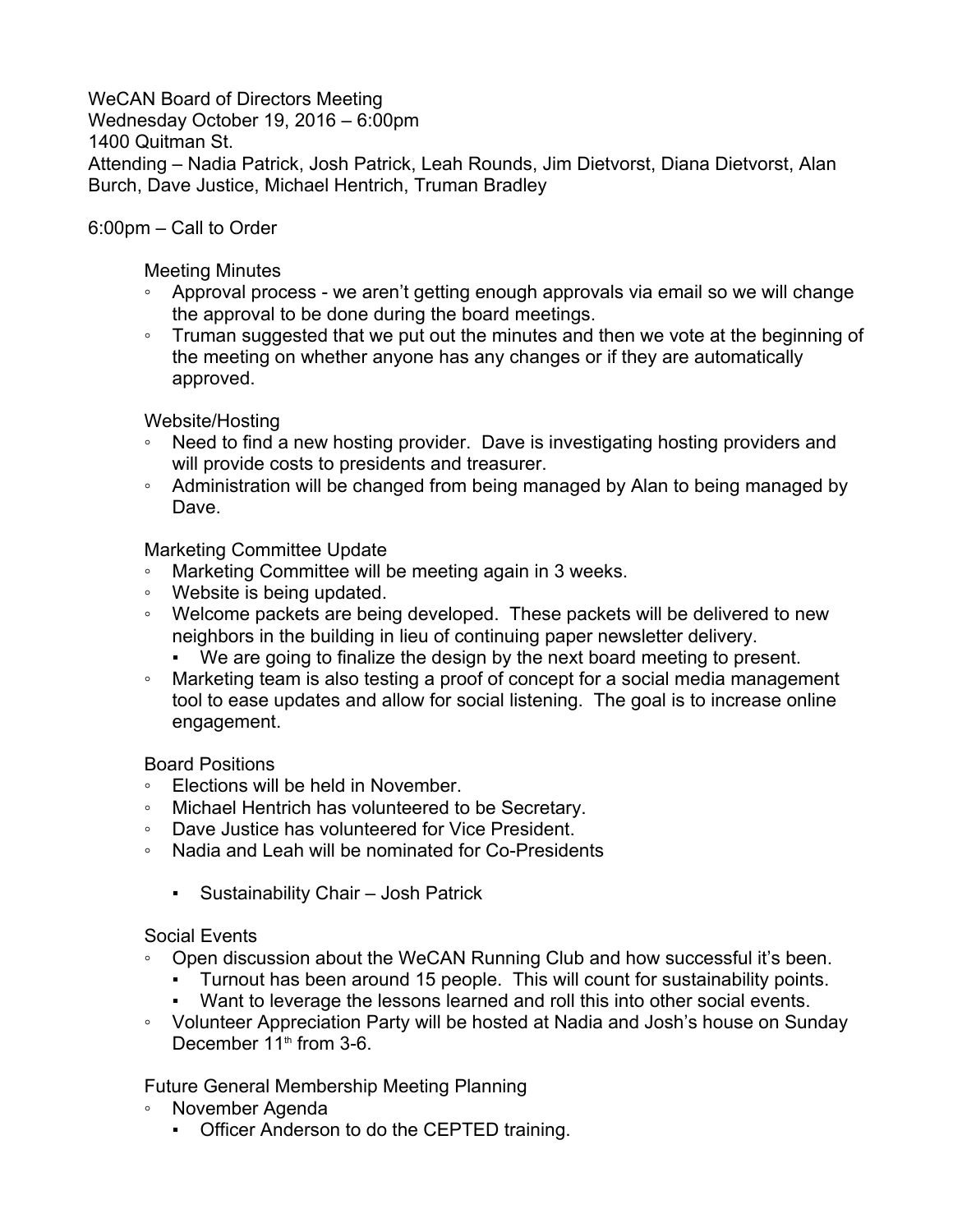WeCAN Board of Directors Meeting
Wednesday October 19, 2016 – 6:00pm
1400 Quitman St.
Attending – Nadia Patrick, Josh Patrick, Leah Rounds, Jim Dietvorst, Diana Dietvorst, Alan Burch, Dave Justice, Michael Hentrich, Truman Bradley

6:00pm – Call to Order

Meeting Minutes

- Approval process - we aren't getting enough approvals via email so we will change the approval to be done during the board meetings.
- Truman suggested that we put out the minutes and then we vote at the beginning of the meeting on whether anyone has any changes or if they are automatically approved.

Website/Hosting

- Need to find a new hosting provider. Dave is investigating hosting providers and will provide costs to presidents and treasurer.
- Administration will be changed from being managed by Alan to being managed by Dave.

Marketing Committee Update

- Marketing Committee will be meeting again in 3 weeks.
- Website is being updated.
- Welcome packets are being developed. These packets will be delivered to new neighbors in the building in lieu of continuing paper newsletter delivery.
  - We are going to finalize the design by the next board meeting to present.
- Marketing team is also testing a proof of concept for a social media management tool to ease updates and allow for social listening. The goal is to increase online engagement.

Board Positions

- Elections will be held in November.
- Michael Hentrich has volunteered to be Secretary.
- Dave Justice has volunteered for Vice President.
- Nadia and Leah will be nominated for Co-Presidents
  - Sustainability Chair – Josh Patrick

Social Events

- Open discussion about the WeCAN Running Club and how successful it's been.
  - Turnout has been around 15 people. This will count for sustainability points.
  - Want to leverage the lessons learned and roll this into other social events.
- Volunteer Appreciation Party will be hosted at Nadia and Josh's house on Sunday December 11th from 3-6.

Future General Membership Meeting Planning

- November Agenda
  - Officer Anderson to do the CEPTED training.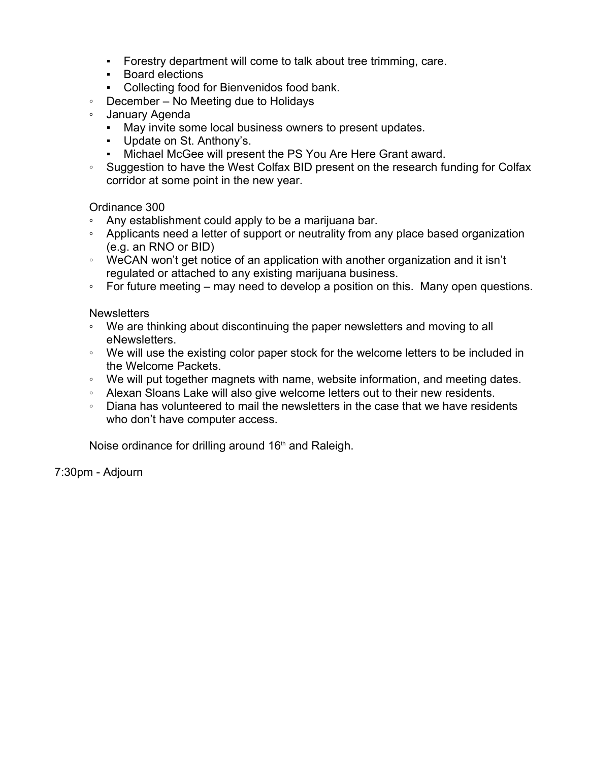- Forestry department will come to talk about tree trimming, care.
    - Board elections
    - Collecting food for Bienvenidos food bank.
- December – No Meeting due to Holidays
- January Agenda
    - May invite some local business owners to present updates.
    - Update on St. Anthony's.
    - Michael McGee will present the PS You Are Here Grant award.
- Suggestion to have the West Colfax BID present on the research funding for Colfax corridor at some point in the new year.

Ordinance 300

- Any establishment could apply to be a marijuana bar.
- Applicants need a letter of support or neutrality from any place based organization (e.g. an RNO or BID)
- WeCAN won't get notice of an application with another organization and it isn't regulated or attached to any existing marijuana business.
- For future meeting – may need to develop a position on this. Many open questions.

Newsletters

- We are thinking about discontinuing the paper newsletters and moving to all eNewsletters.
- We will use the existing color paper stock for the welcome letters to be included in the Welcome Packets.
- We will put together magnets with name, website information, and meeting dates.
- Alexan Sloans Lake will also give welcome letters out to their new residents.
- Diana has volunteered to mail the newsletters in the case that we have residents who don't have computer access.

Noise ordinance for drilling around 16th and Raleigh.

7:30pm - Adjourn